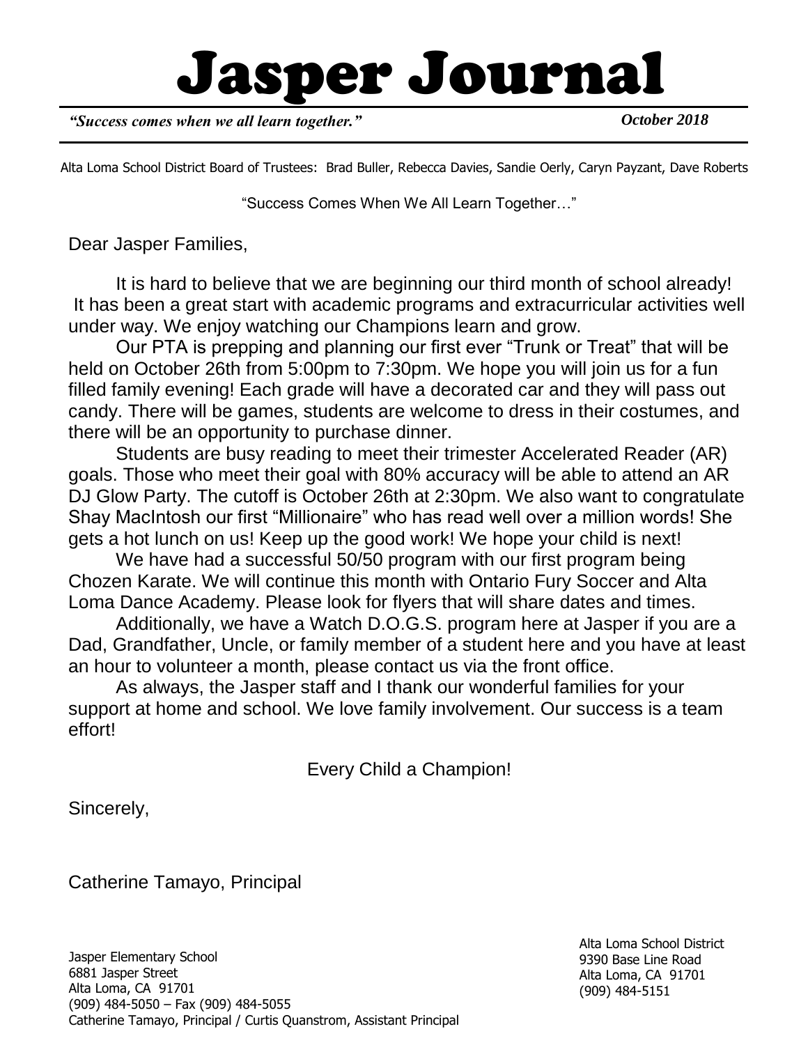# Jasper Journal

*"Success comes when we all learn together."* ***October 2018***

Alta Loma School District Board of Trustees: Brad Buller, Rebecca Davies, Sandie Oerly, Caryn Payzant, Dave Roberts

"Success Comes When We All Learn Together…"

Dear Jasper Families,

It is hard to believe that we are beginning our third month of school already! It has been a great start with academic programs and extracurricular activities well under way. We enjoy watching our Champions learn and grow.

Our PTA is prepping and planning our first ever "Trunk or Treat" that will be held on October 26th from 5:00pm to 7:30pm. We hope you will join us for a fun filled family evening! Each grade will have a decorated car and they will pass out candy. There will be games, students are welcome to dress in their costumes, and there will be an opportunity to purchase dinner.

Students are busy reading to meet their trimester Accelerated Reader (AR) goals. Those who meet their goal with 80% accuracy will be able to attend an AR DJ Glow Party. The cutoff is October 26th at 2:30pm. We also want to congratulate Shay MacIntosh our first "Millionaire" who has read well over a million words! She gets a hot lunch on us! Keep up the good work! We hope your child is next!

We have had a successful 50/50 program with our first program being Chozen Karate. We will continue this month with Ontario Fury Soccer and Alta Loma Dance Academy. Please look for flyers that will share dates and times.

Additionally, we have a Watch D.O.G.S. program here at Jasper if you are a Dad, Grandfather, Uncle, or family member of a student here and you have at least an hour to volunteer a month, please contact us via the front office.

As always, the Jasper staff and I thank our wonderful families for your support at home and school. We love family involvement. Our success is a team effort!

Every Child a Champion!

Sincerely,

Catherine Tamayo, Principal

Jasper Elementary School
6881 Jasper Street
Alta Loma, CA 91701
(909) 484-5050 – Fax (909) 484-5055
Catherine Tamayo, Principal / Curtis Quanstrom, Assistant Principal

Alta Loma School District
9390 Base Line Road
Alta Loma, CA 91701
(909) 484-5151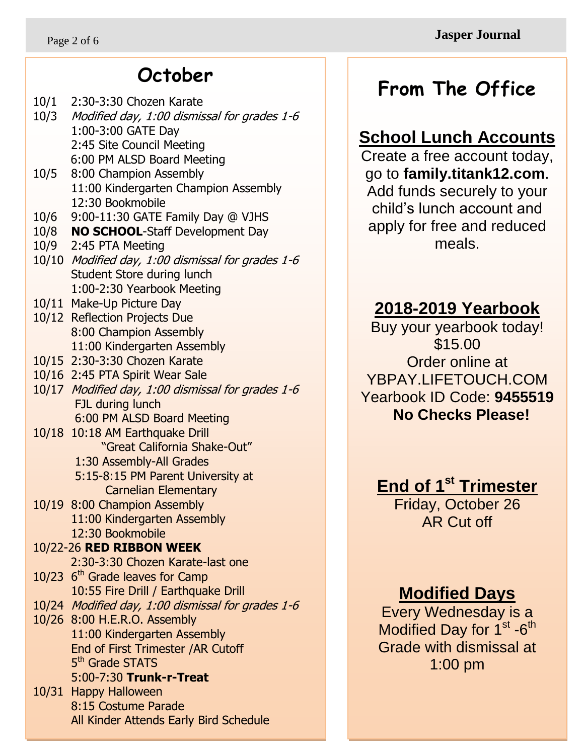## October

10/1 2:30-3:30 Chozen Karate

10/3 *Modified day, 1:00 dismissal for grades 1-6*
1:00-3:00 GATE Day
2:45 Site Council Meeting
6:00 PM ALSD Board Meeting

10/5 8:00 Champion Assembly
11:00 Kindergarten Champion Assembly
12:30 Bookmobile

10/6 9:00-11:30 GATE Family Day @ VJHS

10/8 **NO SCHOOL**-Staff Development Day

10/9 2:45 PTA Meeting

10/10 *Modified day, 1:00 dismissal for grades 1-6*
Student Store during lunch
1:00-2:30 Yearbook Meeting

10/11 Make-Up Picture Day

10/12 Reflection Projects Due
8:00 Champion Assembly
11:00 Kindergarten Assembly

10/15 2:30-3:30 Chozen Karate

10/16 2:45 PTA Spirit Wear Sale

10/17 *Modified day, 1:00 dismissal for grades 1-6*
FJL during lunch
6:00 PM ALSD Board Meeting

10/18 10:18 AM Earthquake Drill
"Great California Shake-Out"
1:30 Assembly-All Grades
5:15-8:15 PM Parent University at Carnelian Elementary

10/19 8:00 Champion Assembly
11:00 Kindergarten Assembly
12:30 Bookmobile

10/22-26 **RED RIBBON WEEK**
2:30-3:30 Chozen Karate-last one

10/23 6th Grade leaves for Camp
10:55 Fire Drill / Earthquake Drill

10/24 *Modified day, 1:00 dismissal for grades 1-6*

10/26 8:00 H.E.R.O. Assembly
11:00 Kindergarten Assembly
End of First Trimester /AR Cutoff
5th Grade STATS
5:00-7:30 **Trunk-r-Treat**

10/31 Happy Halloween
8:15 Costume Parade
All Kinder Attends Early Bird Schedule

## From The Office

### School Lunch Accounts

Create a free account today, go to **family.titank12.com**. Add funds securely to your child's lunch account and apply for free and reduced meals.

### 2018-2019 Yearbook

Buy your yearbook today!
$15.00
Order online at
YBPAY.LIFETOUCH.COM
Yearbook ID Code: **9455519**
**No Checks Please!**

### End of 1st Trimester

Friday, October 26
AR Cut off

### Modified Days

Every Wednesday is a Modified Day for 1st -6th Grade with dismissal at 1:00 pm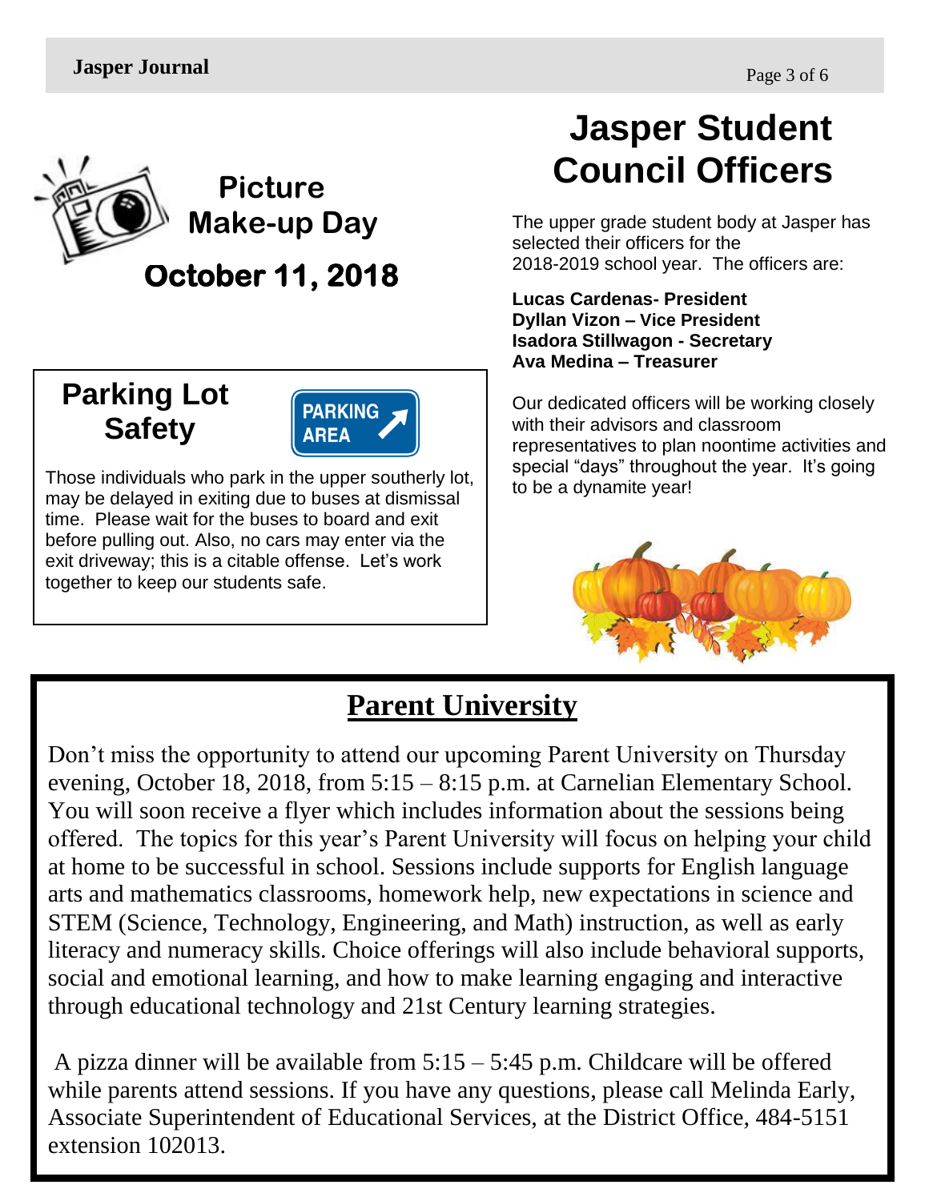## Picture Make-up Day

## October 11, 2018

## Parking Lot Safety

PARKING AREA

Those individuals who park in the upper southerly lot, may be delayed in exiting due to buses at dismissal time. Please wait for the buses to board and exit before pulling out. Also, no cars may enter via the exit driveway; this is a citable offense. Let's work together to keep our students safe.

# Jasper Student Council Officers

The upper grade student body at Jasper has selected their officers for the 2018-2019 school year. The officers are:

**Lucas Cardenas- President**
**Dyllan Vizon – Vice President**
**Isadora Stillwagon - Secretary**
**Ava Medina – Treasurer**

Our dedicated officers will be working closely with their advisors and classroom representatives to plan noontime activities and special "days" throughout the year. It's going to be a dynamite year!

## Parent University

Don't miss the opportunity to attend our upcoming Parent University on Thursday evening, October 18, 2018, from 5:15 – 8:15 p.m. at Carnelian Elementary School. You will soon receive a flyer which includes information about the sessions being offered. The topics for this year's Parent University will focus on helping your child at home to be successful in school. Sessions include supports for English language arts and mathematics classrooms, homework help, new expectations in science and STEM (Science, Technology, Engineering, and Math) instruction, as well as early literacy and numeracy skills. Choice offerings will also include behavioral supports, social and emotional learning, and how to make learning engaging and interactive through educational technology and 21st Century learning strategies.

A pizza dinner will be available from 5:15 – 5:45 p.m. Childcare will be offered while parents attend sessions. If you have any questions, please call Melinda Early, Associate Superintendent of Educational Services, at the District Office, 484-5151 extension 102013.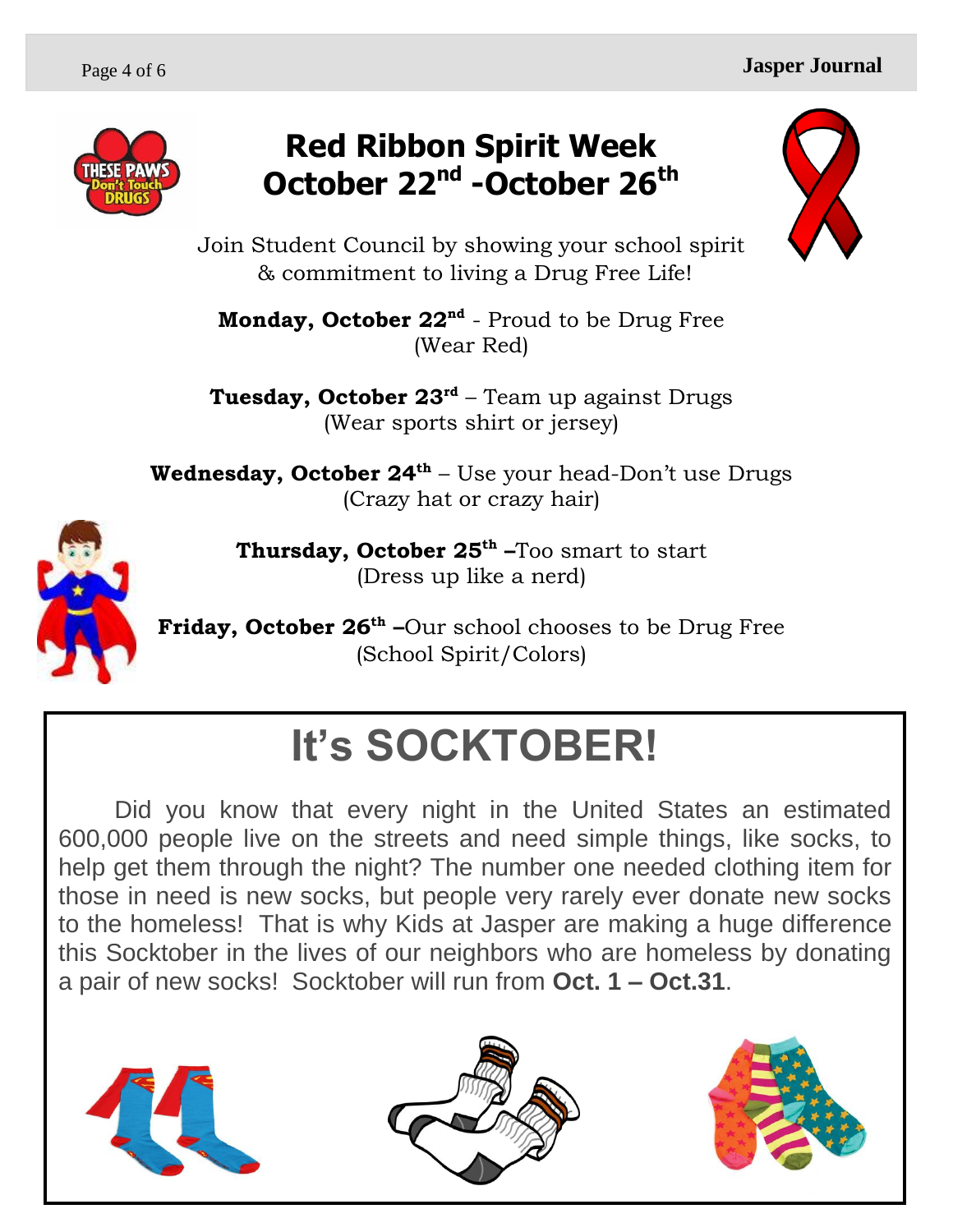# Red Ribbon Spirit Week October 22nd -October 26th

Join Student Council by showing your school spirit & commitment to living a Drug Free Life!

**Monday, October 22nd** - Proud to be Drug Free
(Wear Red)

**Tuesday, October 23rd** – Team up against Drugs
(Wear sports shirt or jersey)

**Wednesday, October 24th** – Use your head-Don't use Drugs
(Crazy hat or crazy hair)

**Thursday, October 25th** –Too smart to start
(Dress up like a nerd)

**Friday, October 26th** –Our school chooses to be Drug Free
(School Spirit/Colors)

# It's SOCKTOBER!

Did you know that every night in the United States an estimated 600,000 people live on the streets and need simple things, like socks, to help get them through the night? The number one needed clothing item for those in need is new socks, but people very rarely ever donate new socks to the homeless! That is why Kids at Jasper are making a huge difference this Socktober in the lives of our neighbors who are homeless by donating a pair of new socks! Socktober will run from **Oct. 1 – Oct.31**.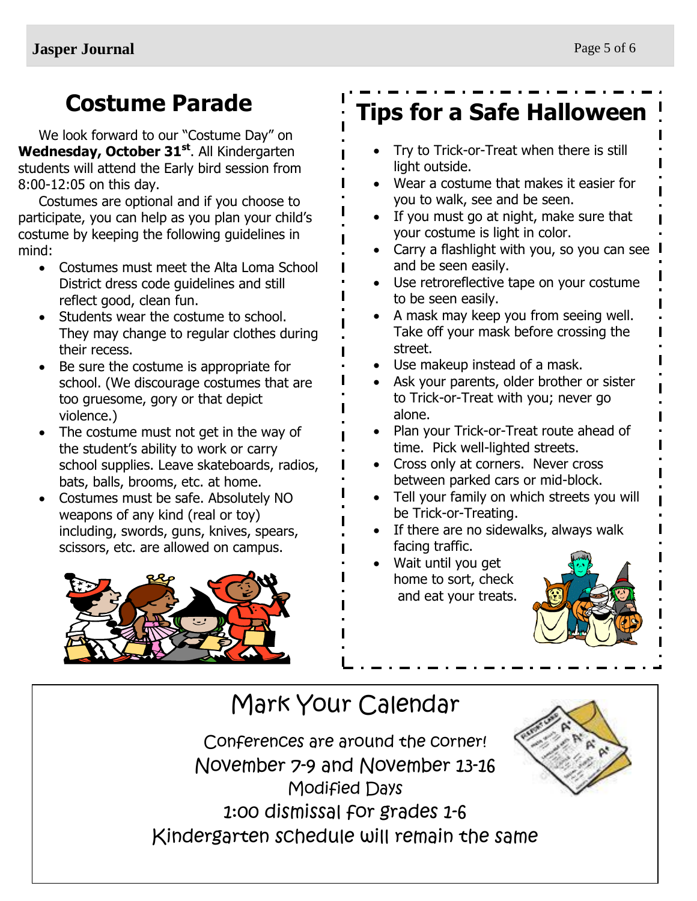## Costume Parade

We look forward to our "Costume Day" on **Wednesday, October 31st**. All Kindergarten students will attend the Early bird session from 8:00-12:05 on this day.

Costumes are optional and if you choose to participate, you can help as you plan your child's costume by keeping the following guidelines in mind:

- Costumes must meet the Alta Loma School District dress code guidelines and still reflect good, clean fun.
- Students wear the costume to school. They may change to regular clothes during their recess.
- Be sure the costume is appropriate for school. (We discourage costumes that are too gruesome, gory or that depict violence.)
- The costume must not get in the way of the student's ability to work or carry school supplies. Leave skateboards, radios, bats, balls, brooms, etc. at home.
- Costumes must be safe. Absolutely NO weapons of any kind (real or toy) including, swords, guns, knives, spears, scissors, etc. are allowed on campus.

## Tips for a Safe Halloween

- Try to Trick-or-Treat when there is still light outside.
- Wear a costume that makes it easier for you to walk, see and be seen.
- If you must go at night, make sure that your costume is light in color.
- Carry a flashlight with you, so you can see and be seen easily.
- Use retroreflective tape on your costume to be seen easily.
- A mask may keep you from seeing well. Take off your mask before crossing the street.
- Use makeup instead of a mask.
- Ask your parents, older brother or sister to Trick-or-Treat with you; never go alone.
- Plan your Trick-or-Treat route ahead of time. Pick well-lighted streets.
- Cross only at corners. Never cross between parked cars or mid-block.
- Tell your family on which streets you will be Trick-or-Treating.
- If there are no sidewalks, always walk facing traffic.
- Wait until you get home to sort, check and eat your treats.

## Mark Your Calendar

Conferences are around the corner!
November 7-9 and November 13-16
Modified Days
1:00 dismissal for grades 1-6
Kindergarten schedule will remain the same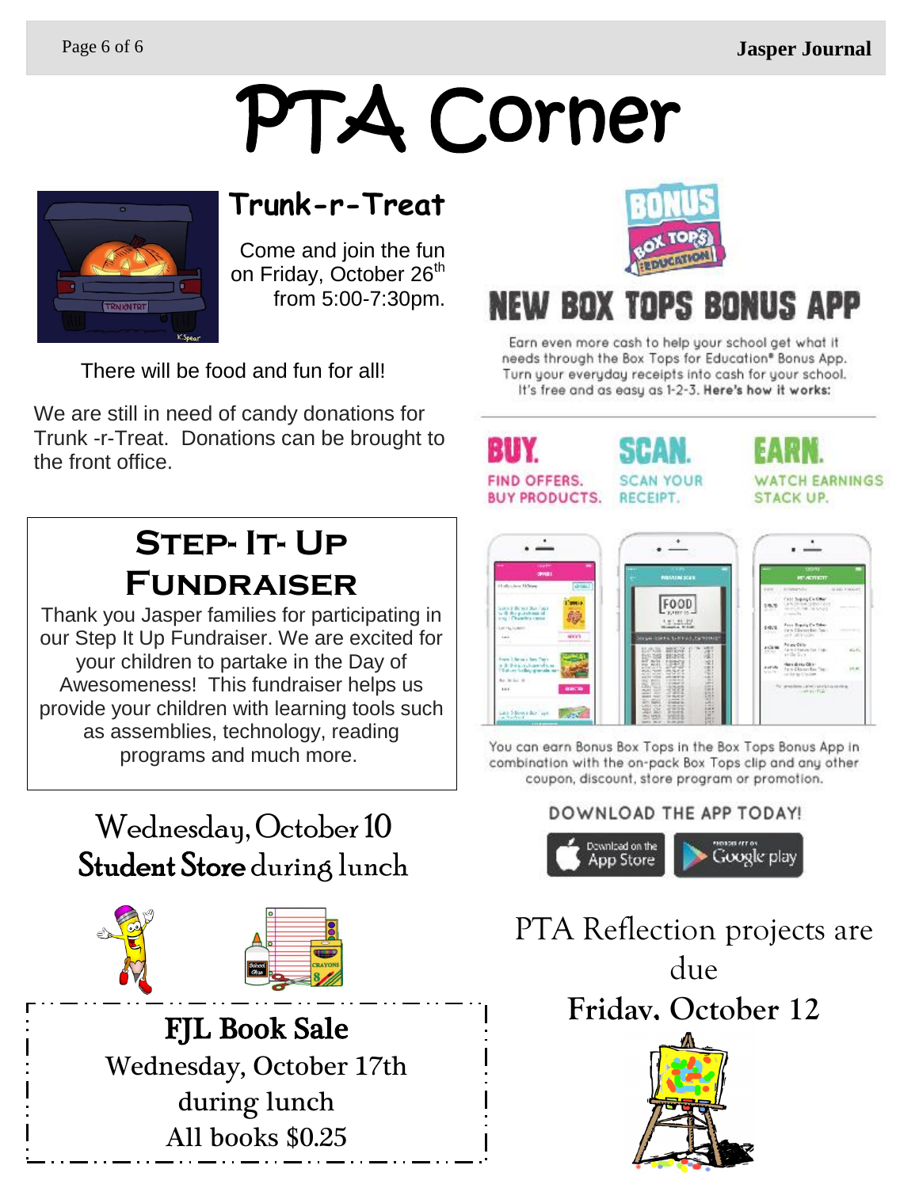# PTA Corner

## Trunk-r-Treat

Come and join the fun on Friday, October 26th from 5:00-7:30pm.

There will be food and fun for all!

We are still in need of candy donations for Trunk -r-Treat. Donations can be brought to the front office.

## Step- It- Up Fundraiser

Thank you Jasper families for participating in our Step It Up Fundraiser. We are excited for your children to partake in the Day of Awesomeness! This fundraiser helps us provide your children with learning tools such as assemblies, technology, reading programs and much more.

Wednesday, October 10
**Student Store** during lunch

## FJL Book Sale

Wednesday, October 17th
during lunch
All books $0.25

## NEW BOX TOPS BONUS APP

Earn even more cash to help your school get what it needs through the Box Tops for Education® Bonus App. Turn your everyday receipts into cash for your school. It's free and as easy as 1-2-3. **Here's how it works:**

**BUY.** FIND OFFERS. BUY PRODUCTS.

**SCAN.** SCAN YOUR RECEIPT.

**EARN.** WATCH EARNINGS STACK UP.

You can earn Bonus Box Tops in the Box Tops Bonus App in combination with the on-pack Box Tops clip and any other coupon, discount, store program or promotion.

DOWNLOAD THE APP TODAY!

PTA Reflection projects are due
**Friday, October 12**